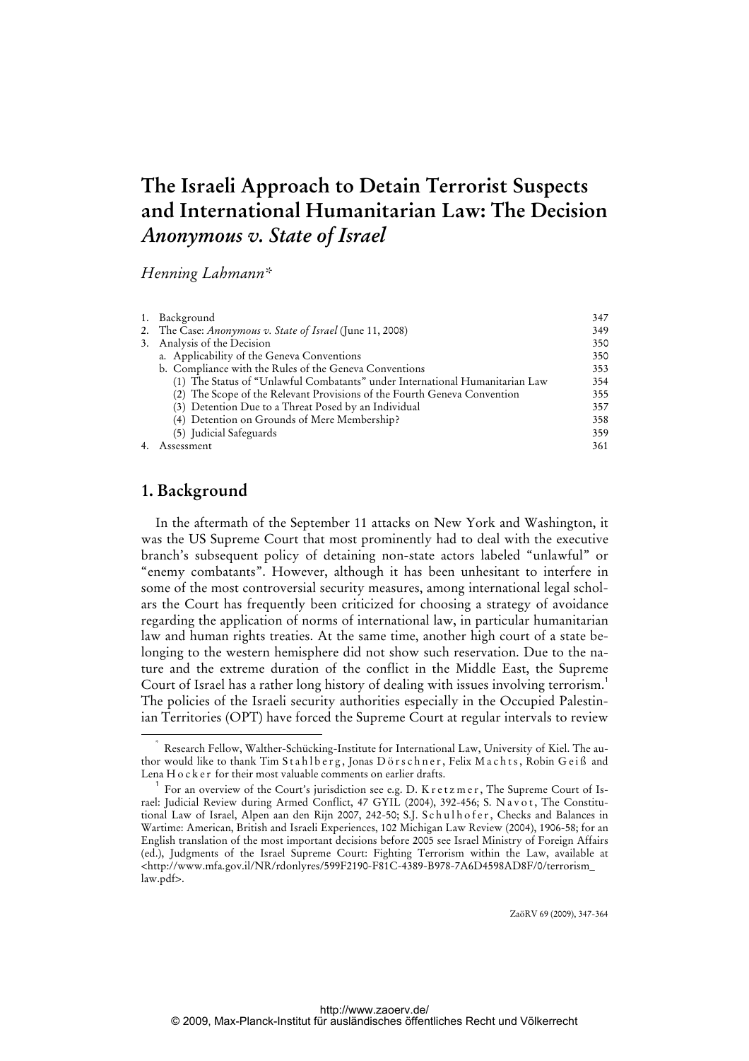# The Israeli Approach to Detain Terrorist Suspects and International Humanitarian Law: The Decision *Anonymous v. State of Israel*

*Henning Lahmann**

| | |
|---|---|
| 1. Background | 347 |
| 2. The Case: *Anonymous v. State of Israel* (June 11, 2008) | 349 |
| 3. Analysis of the Decision | 350 |
| a. Applicability of the Geneva Conventions | 350 |
| b. Compliance with the Rules of the Geneva Conventions | 353 |
| (1) The Status of "Unlawful Combatants" under International Humanitarian Law | 354 |
| (2) The Scope of the Relevant Provisions of the Fourth Geneva Convention | 355 |
| (3) Detention Due to a Threat Posed by an Individual | 357 |
| (4) Detention on Grounds of Mere Membership? | 358 |
| (5) Judicial Safeguards | 359 |
| 4. Assessment | 361 |

## 1. Background

In the aftermath of the September 11 attacks on New York and Washington, it was the US Supreme Court that most prominently had to deal with the executive branch's subsequent policy of detaining non-state actors labeled "unlawful" or "enemy combatants". However, although it has been unhesitant to interfere in some of the most controversial security measures, among international legal scholars the Court has frequently been criticized for choosing a strategy of avoidance regarding the application of norms of international law, in particular humanitarian law and human rights treaties. At the same time, another high court of a state belonging to the western hemisphere did not show such reservation. Due to the nature and the extreme duration of the conflict in the Middle East, the Supreme Court of Israel has a rather long history of dealing with issues involving terrorism.[1] The policies of the Israeli security authorities especially in the Occupied Palestinian Territories (OPT) have forced the Supreme Court at regular intervals to review

---

\* Research Fellow, Walther-Schücking-Institute for International Law, University of Kiel. The author would like to thank Tim Stahlberg, Jonas Dörschner, Felix Machts, Robin Geiß and Lena Hocker for their most valuable comments on earlier drafts.

[1] For an overview of the Court's jurisdiction see e.g. D. Kretzmer, The Supreme Court of Israel: Judicial Review during Armed Conflict, 47 GYIL (2004), 392-456; S. Navot, The Constitutional Law of Israel, Alpen aan den Rijn 2007, 242-50; S.J. Schulhofer, Checks and Balances in Wartime: American, British and Israeli Experiences, 102 Michigan Law Review (2004), 1906-58; for an English translation of the most important decisions before 2005 see Israel Ministry of Foreign Affairs (ed.), Judgments of the Israel Supreme Court: Fighting Terrorism within the Law, available at <http://www.mfa.gov.il/NR/rdonlyres/599F2190-F81C-4389-B978-7A6D4598AD8F/0/terrorism_law.pdf>.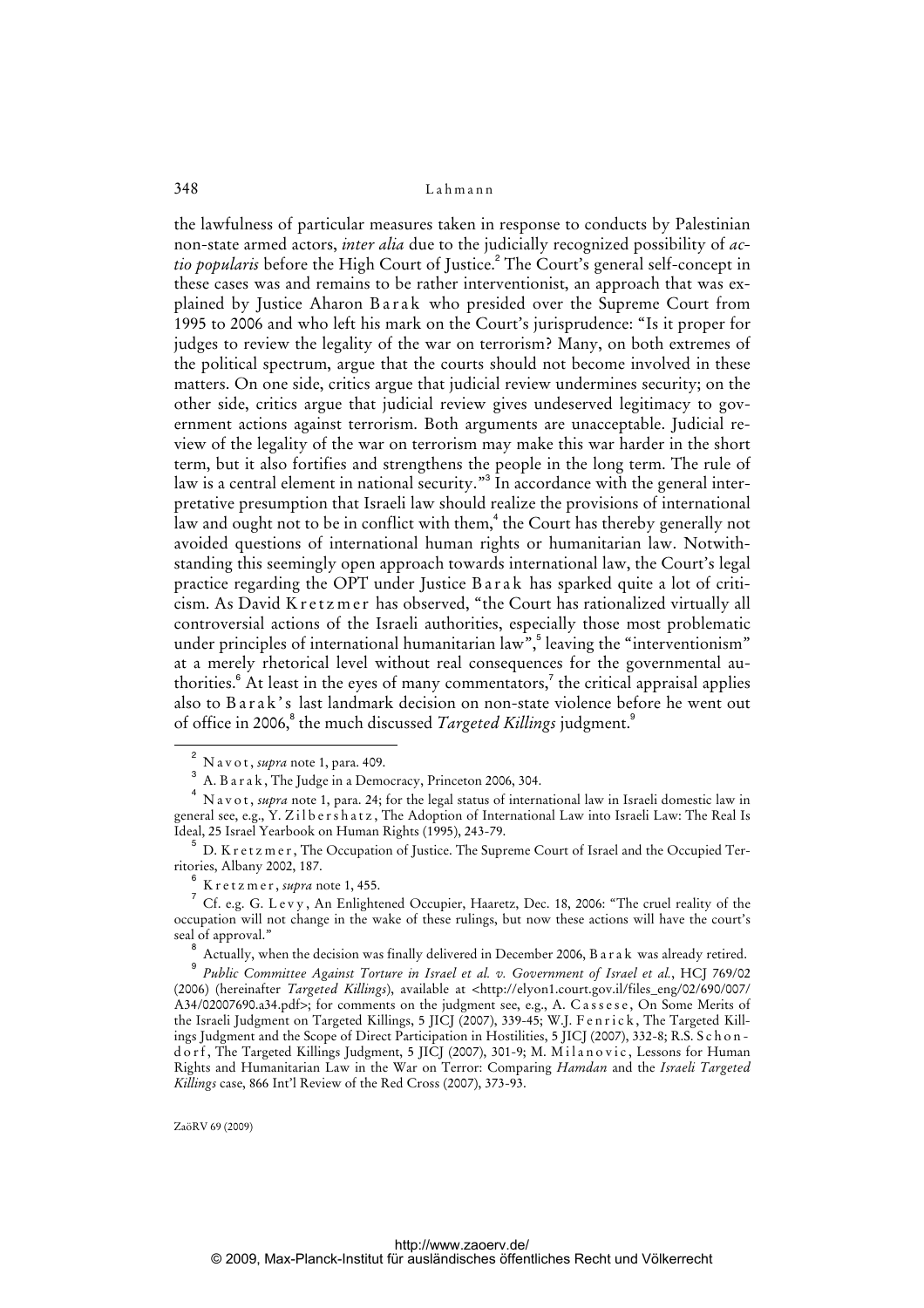the lawfulness of particular measures taken in response to conducts by Palestinian non-state armed actors, *inter alia* due to the judicially recognized possibility of *actio popularis* before the High Court of Justice.[2] The Court's general self-concept in these cases was and remains to be rather interventionist, an approach that was explained by Justice Aharon Barak who presided over the Supreme Court from 1995 to 2006 and who left his mark on the Court's jurisprudence: "Is it proper for judges to review the legality of the war on terrorism? Many, on both extremes of the political spectrum, argue that the courts should not become involved in these matters. On one side, critics argue that judicial review undermines security; on the other side, critics argue that judicial review gives undeserved legitimacy to government actions against terrorism. Both arguments are unacceptable. Judicial review of the legality of the war on terrorism may make this war harder in the short term, but it also fortifies and strengthens the people in the long term. The rule of law is a central element in national security."[3] In accordance with the general interpretative presumption that Israeli law should realize the provisions of international law and ought not to be in conflict with them,[4] the Court has thereby generally not avoided questions of international human rights or humanitarian law. Notwithstanding this seemingly open approach towards international law, the Court's legal practice regarding the OPT under Justice Barak has sparked quite a lot of criticism. As David Kretzmer has observed, "the Court has rationalized virtually all controversial actions of the Israeli authorities, especially those most problematic under principles of international humanitarian law",[5] leaving the "interventionism" at a merely rhetorical level without real consequences for the governmental authorities.[6] At least in the eyes of many commentators,[7] the critical appraisal applies also to Barak's last landmark decision on non-state violence before he went out of office in 2006,[8] the much discussed *Targeted Killings* judgment.[9]

---

[2] Navot, *supra* note 1, para. 409.

[3] A. Barak, The Judge in a Democracy, Princeton 2006, 304.

[4] Navot, *supra* note 1, para. 24; for the legal status of international law in Israeli domestic law in general see, e.g., Y. Zilbershatz, The Adoption of International Law into Israeli Law: The Real Is Ideal, 25 Israel Yearbook on Human Rights (1995), 243-79.

[5] D. Kretzmer, The Occupation of Justice. The Supreme Court of Israel and the Occupied Territories, Albany 2002, 187.

[6] Kretzmer, *supra* note 1, 455.

[7] Cf. e.g. G. Levy, An Enlightened Occupier, Haaretz, Dec. 18, 2006: "The cruel reality of the occupation will not change in the wake of these rulings, but now these actions will have the court's seal of approval."

[8] Actually, when the decision was finally delivered in December 2006, Barak was already retired.

[9] *Public Committee Against Torture in Israel et al. v. Government of Israel et al.*, HCJ 769/02 (2006) (hereinafter *Targeted Killings*), available at <http://elyon1.court.gov.il/files_eng/02/690/007/A34/02007690.a34.pdf>; for comments on the judgment see, e.g., A. Cassese, On Some Merits of the Israeli Judgment on Targeted Killings, 5 JICJ (2007), 339-45; W.J. Fenrick, The Targeted Killings Judgment and the Scope of Direct Participation in Hostilities, 5 JICJ (2007), 332-8; R.S. Schondorf, The Targeted Killings Judgment, 5 JICJ (2007), 301-9; M. Milanovic, Lessons for Human Rights and Humanitarian Law in the War on Terror: Comparing *Hamdan* and the *Israeli Targeted Killings* case, 866 Int'l Review of the Red Cross (2007), 373-93.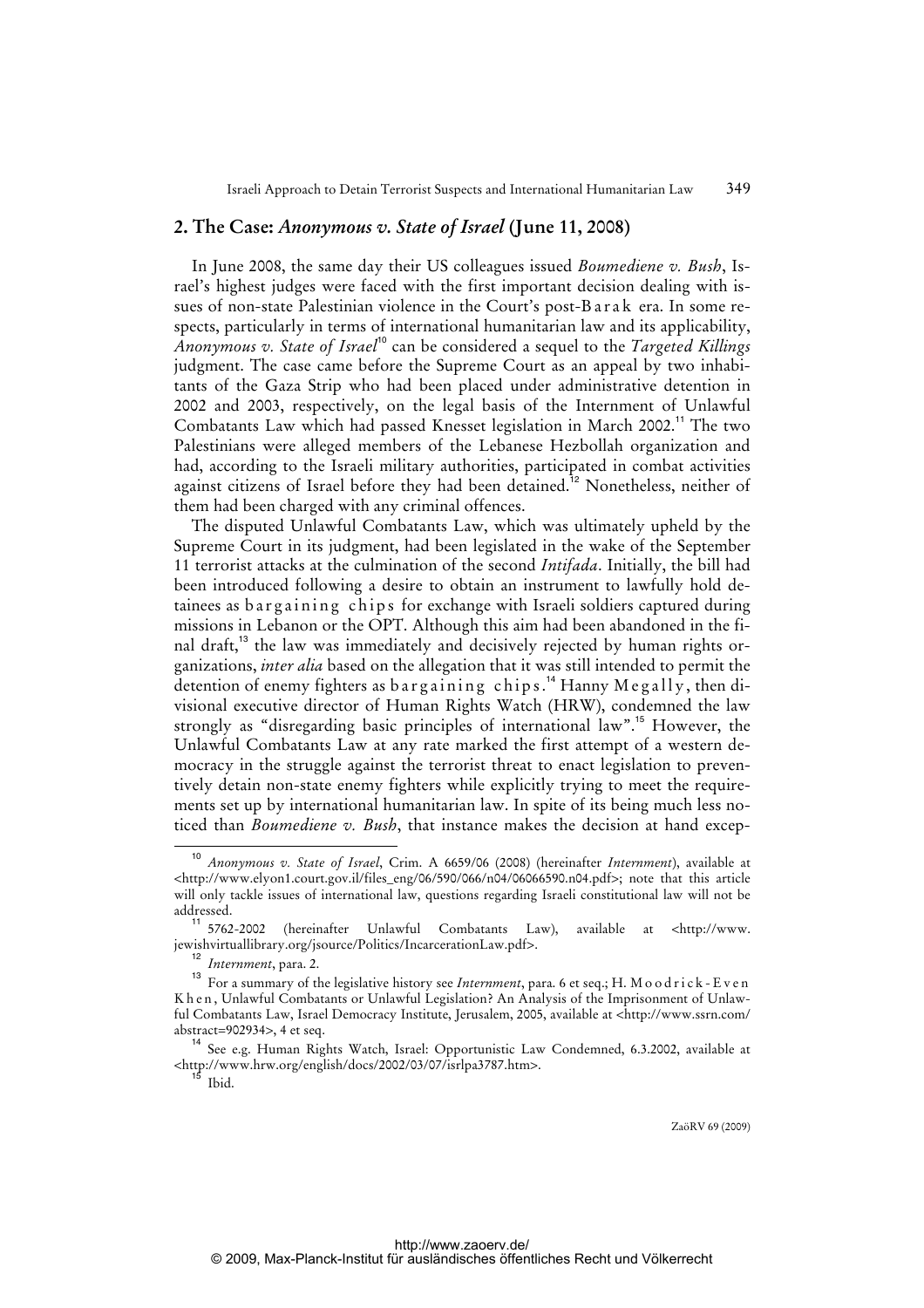## 2. The Case: *Anonymous v. State of Israel* (June 11, 2008)

In June 2008, the same day their US colleagues issued *Boumediene v. Bush*, Israel's highest judges were faced with the first important decision dealing with issues of non-state Palestinian violence in the Court's post-Barak era. In some respects, particularly in terms of international humanitarian law and its applicability, *Anonymous v. State of Israel*[10] can be considered a sequel to the *Targeted Killings* judgment. The case came before the Supreme Court as an appeal by two inhabitants of the Gaza Strip who had been placed under administrative detention in 2002 and 2003, respectively, on the legal basis of the Internment of Unlawful Combatants Law which had passed Knesset legislation in March 2002.[11] The two Palestinians were alleged members of the Lebanese Hezbollah organization and had, according to the Israeli military authorities, participated in combat activities against citizens of Israel before they had been detained.[12] Nonetheless, neither of them had been charged with any criminal offences.

The disputed Unlawful Combatants Law, which was ultimately upheld by the Supreme Court in its judgment, had been legislated in the wake of the September 11 terrorist attacks at the culmination of the second *Intifada*. Initially, the bill had been introduced following a desire to obtain an instrument to lawfully hold detainees as bargaining chips for exchange with Israeli soldiers captured during missions in Lebanon or the OPT. Although this aim had been abandoned in the final draft,[13] the law was immediately and decisively rejected by human rights organizations, *inter alia* based on the allegation that it was still intended to permit the detention of enemy fighters as bargaining chips.[14] Hanny Megally, then divisional executive director of Human Rights Watch (HRW), condemned the law strongly as "disregarding basic principles of international law".[15] However, the Unlawful Combatants Law at any rate marked the first attempt of a western democracy in the struggle against the terrorist threat to enact legislation to preventively detain non-state enemy fighters while explicitly trying to meet the requirements set up by international humanitarian law. In spite of its being much less noticed than *Boumediene v. Bush*, that instance makes the decision at hand excep-

---

[10] *Anonymous v. State of Israel*, Crim. A 6659/06 (2008) (hereinafter *Internment*), available at <http://www.elyon1.court.gov.il/files_eng/06/590/066/n04/06066590.n04.pdf>; note that this article will only tackle issues of international law, questions regarding Israeli constitutional law will not be addressed.

[11] 5762-2002 (hereinafter Unlawful Combatants Law), available at <http://www.jewishvirtuallibrary.org/jsource/Politics/IncarcerationLaw.pdf>.

[12] *Internment*, para. 2.

[13] For a summary of the legislative history see *Internment*, para. 6 et seq.; H. Moodrick-Even Khen, Unlawful Combatants or Unlawful Legislation? An Analysis of the Imprisonment of Unlawful Combatants Law, Israel Democracy Institute, Jerusalem, 2005, available at <http://www.ssrn.com/abstract=902934>, 4 et seq.

[14] See e.g. Human Rights Watch, Israel: Opportunistic Law Condemned, 6.3.2002, available at <http://www.hrw.org/english/docs/2002/03/07/isrlpa3787.htm>.

[15] Ibid.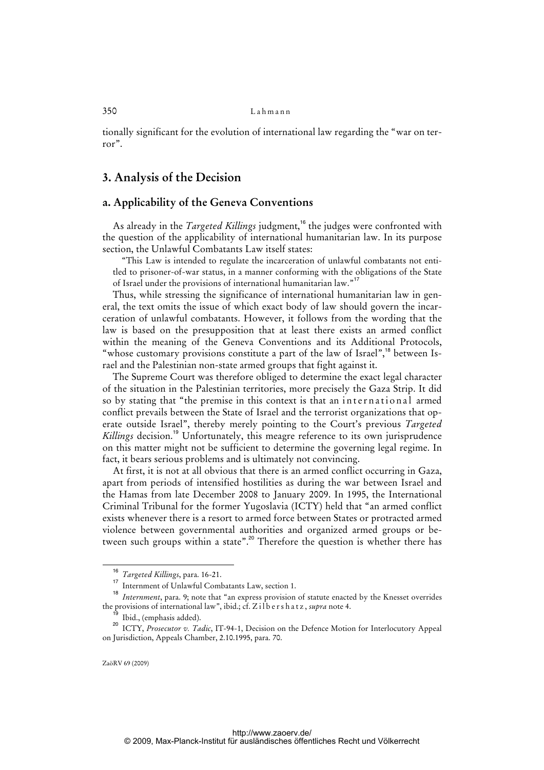tionally significant for the evolution of international law regarding the "war on terror".

## 3. Analysis of the Decision

### a. Applicability of the Geneva Conventions

As already in the *Targeted Killings* judgment,[16] the judges were confronted with the question of the applicability of international humanitarian law. In its purpose section, the Unlawful Combatants Law itself states:

> "This Law is intended to regulate the incarceration of unlawful combatants not entitled to prisoner-of-war status, in a manner conforming with the obligations of the State of Israel under the provisions of international humanitarian law."[17]

Thus, while stressing the significance of international humanitarian law in general, the text omits the issue of which exact body of law should govern the incarceration of unlawful combatants. However, it follows from the wording that the law is based on the presupposition that at least there exists an armed conflict within the meaning of the Geneva Conventions and its Additional Protocols, "whose customary provisions constitute a part of the law of Israel",[18] between Israel and the Palestinian non-state armed groups that fight against it.

The Supreme Court was therefore obliged to determine the exact legal character of the situation in the Palestinian territories, more precisely the Gaza Strip. It did so by stating that "the premise in this context is that an international armed conflict prevails between the State of Israel and the terrorist organizations that operate outside Israel", thereby merely pointing to the Court's previous *Targeted Killings* decision.[19] Unfortunately, this meagre reference to its own jurisprudence on this matter might not be sufficient to determine the governing legal regime. In fact, it bears serious problems and is ultimately not convincing.

At first, it is not at all obvious that there is an armed conflict occurring in Gaza, apart from periods of intensified hostilities as during the war between Israel and the Hamas from late December 2008 to January 2009. In 1995, the International Criminal Tribunal for the former Yugoslavia (ICTY) held that "an armed conflict exists whenever there is a resort to armed force between States or protracted armed violence between governmental authorities and organized armed groups or between such groups within a state".[20] Therefore the question is whether there has

---

[16] *Targeted Killings*, para. 16-21.

[17] Internment of Unlawful Combatants Law, section 1.

[18] *Internment*, para. 9; note that "an express provision of statute enacted by the Knesset overrides the provisions of international law", ibid.; cf. Zilbershatz, *supra* note 4.

[19] Ibid., (emphasis added).

[20] ICTY, *Prosecutor v. Tadic*, IT-94-1, Decision on the Defence Motion for Interlocutory Appeal on Jurisdiction, Appeals Chamber, 2.10.1995, para. 70.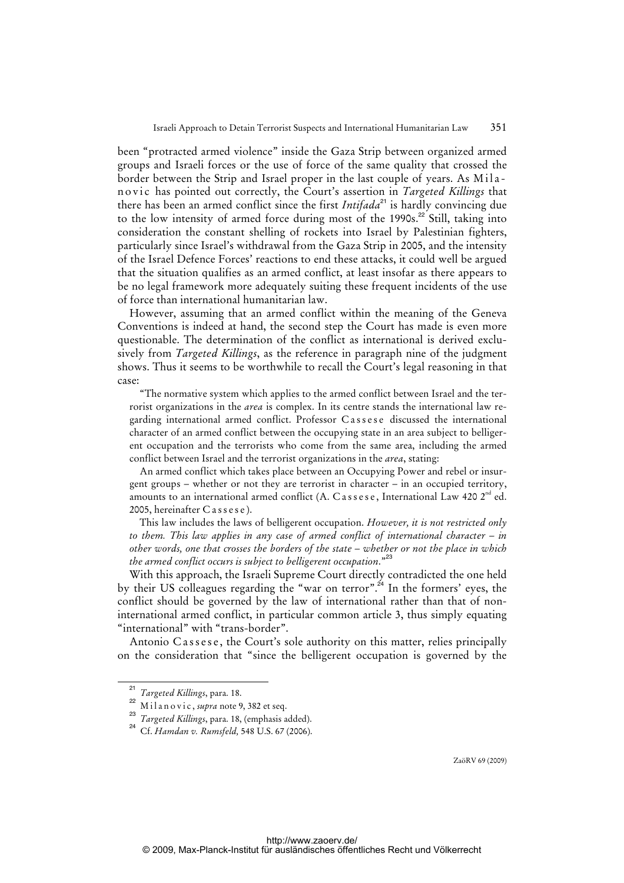been "protracted armed violence" inside the Gaza Strip between organized armed groups and Israeli forces or the use of force of the same quality that crossed the border between the Strip and Israel proper in the last couple of years. As Milanovic has pointed out correctly, the Court's assertion in *Targeted Killings* that there has been an armed conflict since the first *Intifada*[21] is hardly convincing due to the low intensity of armed force during most of the 1990s.[22] Still, taking into consideration the constant shelling of rockets into Israel by Palestinian fighters, particularly since Israel's withdrawal from the Gaza Strip in 2005, and the intensity of the Israel Defence Forces' reactions to end these attacks, it could well be argued that the situation qualifies as an armed conflict, at least insofar as there appears to be no legal framework more adequately suiting these frequent incidents of the use of force than international humanitarian law.

However, assuming that an armed conflict within the meaning of the Geneva Conventions is indeed at hand, the second step the Court has made is even more questionable. The determination of the conflict as international is derived exclusively from *Targeted Killings*, as the reference in paragraph nine of the judgment shows. Thus it seems to be worthwhile to recall the Court's legal reasoning in that case:

> "The normative system which applies to the armed conflict between Israel and the terrorist organizations in the *area* is complex. In its centre stands the international law regarding international armed conflict. Professor Cassese discussed the international character of an armed conflict between the occupying state in an area subject to belligerent occupation and the terrorists who come from the same area, including the armed conflict between Israel and the terrorist organizations in the *area*, stating:
>
> An armed conflict which takes place between an Occupying Power and rebel or insurgent groups – whether or not they are terrorist in character – in an occupied territory, amounts to an international armed conflict (A. Cassese, International Law 420 2nd ed. 2005, hereinafter Cassese).
>
> This law includes the laws of belligerent occupation. *However, it is not restricted only to them. This law applies in any case of armed conflict of international character – in other words, one that crosses the borders of the state – whether or not the place in which the armed conflict occurs is subject to belligerent occupation*."[23]

With this approach, the Israeli Supreme Court directly contradicted the one held by their US colleagues regarding the "war on terror".[24] In the formers' eyes, the conflict should be governed by the law of international rather than that of non-international armed conflict, in particular common article 3, thus simply equating "international" with "trans-border".

Antonio Cassese, the Court's sole authority on this matter, relies principally on the consideration that "since the belligerent occupation is governed by the

---

[21] *Targeted Killings*, para. 18.

[22] Milanovic, *supra* note 9, 382 et seq.

[23] *Targeted Killings*, para. 18, (emphasis added).

[24] Cf. *Hamdan v. Rumsfeld*, 548 U.S. 67 (2006).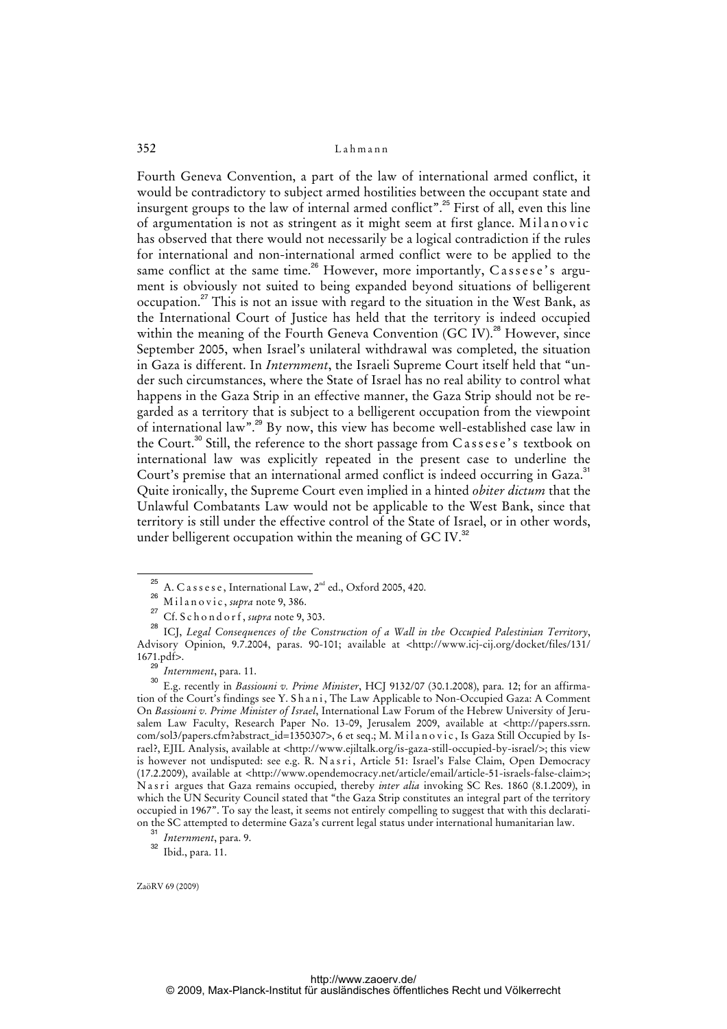Fourth Geneva Convention, a part of the law of international armed conflict, it would be contradictory to subject armed hostilities between the occupant state and insurgent groups to the law of internal armed conflict".[25] First of all, even this line of argumentation is not as stringent as it might seem at first glance. Milanovic has observed that there would not necessarily be a logical contradiction if the rules for international and non-international armed conflict were to be applied to the same conflict at the same time.[26] However, more importantly, Cassese's argument is obviously not suited to being expanded beyond situations of belligerent occupation.[27] This is not an issue with regard to the situation in the West Bank, as the International Court of Justice has held that the territory is indeed occupied within the meaning of the Fourth Geneva Convention (GC IV).[28] However, since September 2005, when Israel's unilateral withdrawal was completed, the situation in Gaza is different. In *Internment*, the Israeli Supreme Court itself held that "under such circumstances, where the State of Israel has no real ability to control what happens in the Gaza Strip in an effective manner, the Gaza Strip should not be regarded as a territory that is subject to a belligerent occupation from the viewpoint of international law".[29] By now, this view has become well-established case law in the Court.[30] Still, the reference to the short passage from Cassese's textbook on international law was explicitly repeated in the present case to underline the Court's premise that an international armed conflict is indeed occurring in Gaza.[31] Quite ironically, the Supreme Court even implied in a hinted *obiter dictum* that the Unlawful Combatants Law would not be applicable to the West Bank, since that territory is still under the effective control of the State of Israel, or in other words, under belligerent occupation within the meaning of GC IV.[32]

---

[25] A. Cassese, International Law, 2nd ed., Oxford 2005, 420.

[26] Milanovic, *supra* note 9, 386.

[27] Cf. Schondorf, *supra* note 9, 303.

[28] ICJ, *Legal Consequences of the Construction of a Wall in the Occupied Palestinian Territory*, Advisory Opinion, 9.7.2004, paras. 90-101; available at <http://www.icj-cij.org/docket/files/131/1671.pdf>.

[29] *Internment*, para. 11.

[30] E.g. recently in *Bassiouni v. Prime Minister*, HCJ 9132/07 (30.1.2008), para. 12; for an affirmation of the Court's findings see Y. Shani, The Law Applicable to Non-Occupied Gaza: A Comment On *Bassiouni v. Prime Minister of Israel*, International Law Forum of the Hebrew University of Jerusalem Law Faculty, Research Paper No. 13-09, Jerusalem 2009, available at <http://papers.ssrn.com/sol3/papers.cfm?abstract_id=1350307>, 6 et seq.; M. Milanovic, Is Gaza Still Occupied by Israel?, EJIL Analysis, available at <http://www.ejiltalk.org/is-gaza-still-occupied-by-israel/>; this view is however not undisputed: see e.g. R. Nasri, Article 51: Israel's False Claim, Open Democracy (17.2.2009), available at <http://www.opendemocracy.net/article/email/article-51-israels-false-claim>; Nasri argues that Gaza remains occupied, thereby *inter alia* invoking SC Res. 1860 (8.1.2009), in which the UN Security Council stated that "the Gaza Strip constitutes an integral part of the territory occupied in 1967". To say the least, it seems not entirely compelling to suggest that with this declaration the SC attempted to determine Gaza's current legal status under international humanitarian law.

[31] *Internment*, para. 9.

[32] Ibid., para. 11.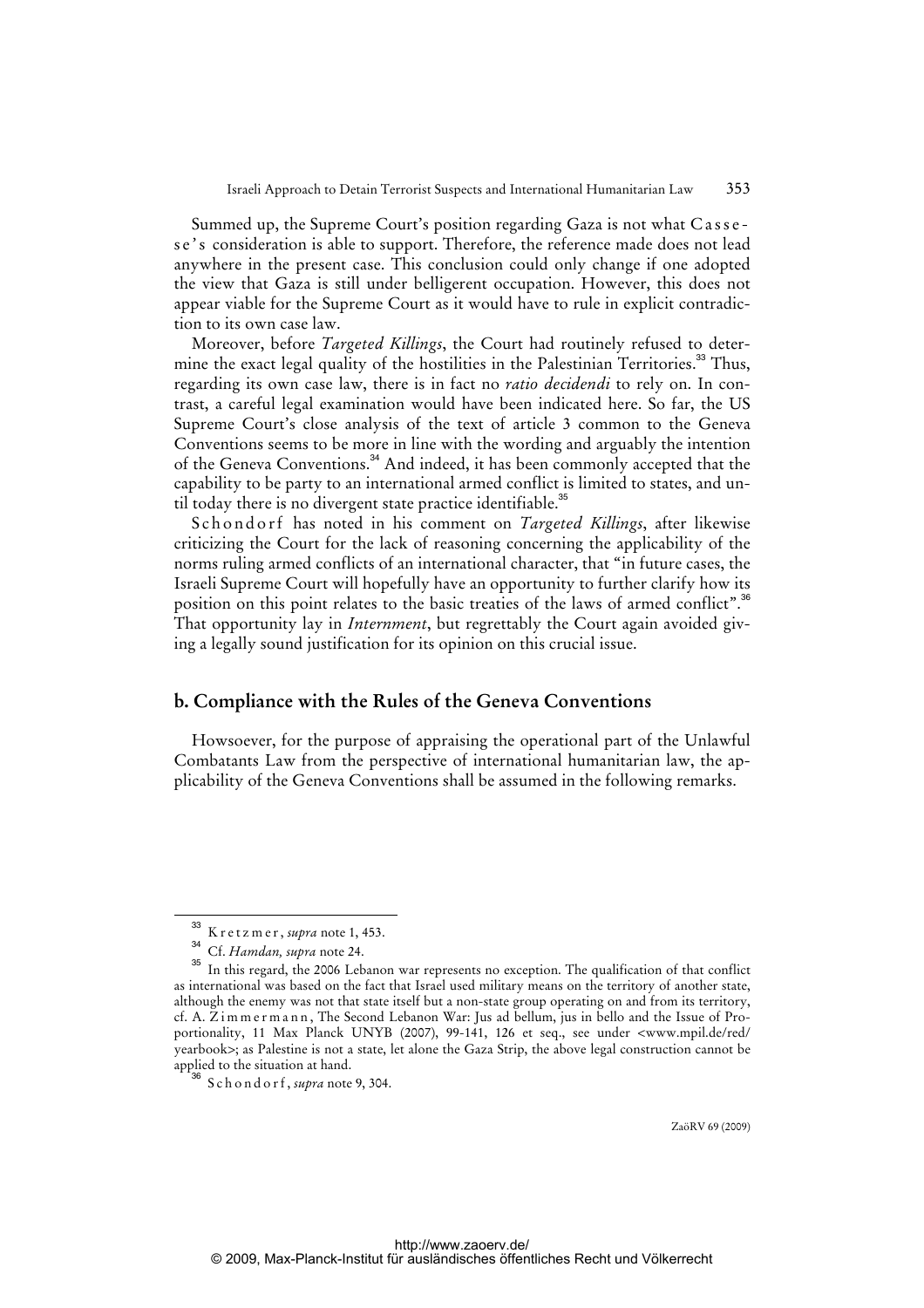Summed up, the Supreme Court's position regarding Gaza is not what Cassese's consideration is able to support. Therefore, the reference made does not lead anywhere in the present case. This conclusion could only change if one adopted the view that Gaza is still under belligerent occupation. However, this does not appear viable for the Supreme Court as it would have to rule in explicit contradiction to its own case law.

Moreover, before *Targeted Killings*, the Court had routinely refused to determine the exact legal quality of the hostilities in the Palestinian Territories.[33] Thus, regarding its own case law, there is in fact no *ratio decidendi* to rely on. In contrast, a careful legal examination would have been indicated here. So far, the US Supreme Court's close analysis of the text of article 3 common to the Geneva Conventions seems to be more in line with the wording and arguably the intention of the Geneva Conventions.[34] And indeed, it has been commonly accepted that the capability to be party to an international armed conflict is limited to states, and until today there is no divergent state practice identifiable.[35]

Schondorf has noted in his comment on *Targeted Killings*, after likewise criticizing the Court for the lack of reasoning concerning the applicability of the norms ruling armed conflicts of an international character, that "in future cases, the Israeli Supreme Court will hopefully have an opportunity to further clarify how its position on this point relates to the basic treaties of the laws of armed conflict".[36] That opportunity lay in *Internment*, but regrettably the Court again avoided giving a legally sound justification for its opinion on this crucial issue.

## b. Compliance with the Rules of the Geneva Conventions

Howsoever, for the purpose of appraising the operational part of the Unlawful Combatants Law from the perspective of international humanitarian law, the applicability of the Geneva Conventions shall be assumed in the following remarks.

---

[33] Kretzmer, *supra* note 1, 453.

[34] Cf. *Hamdan, supra* note 24.

[35] In this regard, the 2006 Lebanon war represents no exception. The qualification of that conflict as international was based on the fact that Israel used military means on the territory of another state, although the enemy was not that state itself but a non-state group operating on and from its territory, cf. A. Zimmermann, The Second Lebanon War: Jus ad bellum, jus in bello and the Issue of Proportionality, 11 Max Planck UNYB (2007), 99-141, 126 et seq., see under <www.mpil.de/red/yearbook>; as Palestine is not a state, let alone the Gaza Strip, the above legal construction cannot be applied to the situation at hand.

[36] Schondorf, *supra* note 9, 304.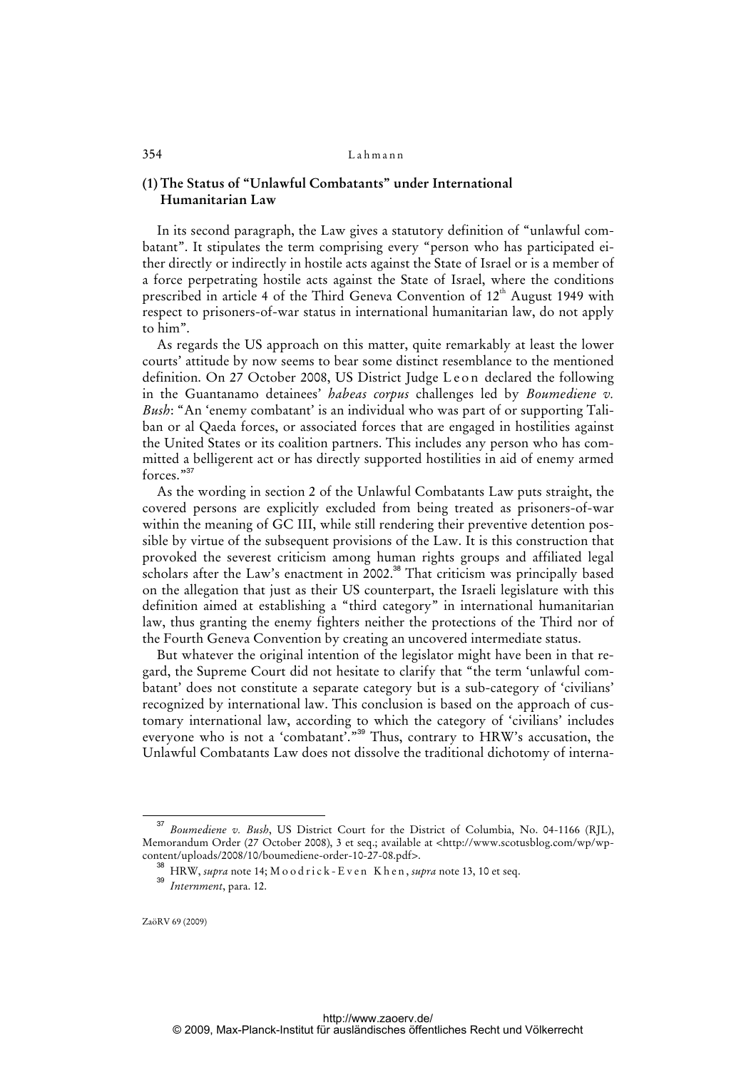### (1) The Status of "Unlawful Combatants" under International Humanitarian Law

In its second paragraph, the Law gives a statutory definition of "unlawful combatant". It stipulates the term comprising every "person who has participated either directly or indirectly in hostile acts against the State of Israel or is a member of a force perpetrating hostile acts against the State of Israel, where the conditions prescribed in article 4 of the Third Geneva Convention of 12th August 1949 with respect to prisoners-of-war status in international humanitarian law, do not apply to him".

As regards the US approach on this matter, quite remarkably at least the lower courts' attitude by now seems to bear some distinct resemblance to the mentioned definition. On 27 October 2008, US District Judge Leon declared the following in the Guantanamo detainees' *habeas corpus* challenges led by *Boumediene v. Bush*: "An 'enemy combatant' is an individual who was part of or supporting Taliban or al Qaeda forces, or associated forces that are engaged in hostilities against the United States or its coalition partners. This includes any person who has committed a belligerent act or has directly supported hostilities in aid of enemy armed forces."[37]

As the wording in section 2 of the Unlawful Combatants Law puts straight, the covered persons are explicitly excluded from being treated as prisoners-of-war within the meaning of GC III, while still rendering their preventive detention possible by virtue of the subsequent provisions of the Law. It is this construction that provoked the severest criticism among human rights groups and affiliated legal scholars after the Law's enactment in 2002.[38] That criticism was principally based on the allegation that just as their US counterpart, the Israeli legislature with this definition aimed at establishing a "third category" in international humanitarian law, thus granting the enemy fighters neither the protections of the Third nor of the Fourth Geneva Convention by creating an uncovered intermediate status.

But whatever the original intention of the legislator might have been in that regard, the Supreme Court did not hesitate to clarify that "the term 'unlawful combatant' does not constitute a separate category but is a sub-category of 'civilians' recognized by international law. This conclusion is based on the approach of customary international law, according to which the category of 'civilians' includes everyone who is not a 'combatant'."[39] Thus, contrary to HRW's accusation, the Unlawful Combatants Law does not dissolve the traditional dichotomy of interna-

---

[37] *Boumediene v. Bush*, US District Court for the District of Columbia, No. 04-1166 (RJL), Memorandum Order (27 October 2008), 3 et seq.; available at <http://www.scotusblog.com/wp/wp-content/uploads/2008/10/boumediene-order-10-27-08.pdf>.

[38] HRW, *supra* note 14; Moodrick-Even Khen, *supra* note 13, 10 et seq.

[39] *Internment*, para. 12.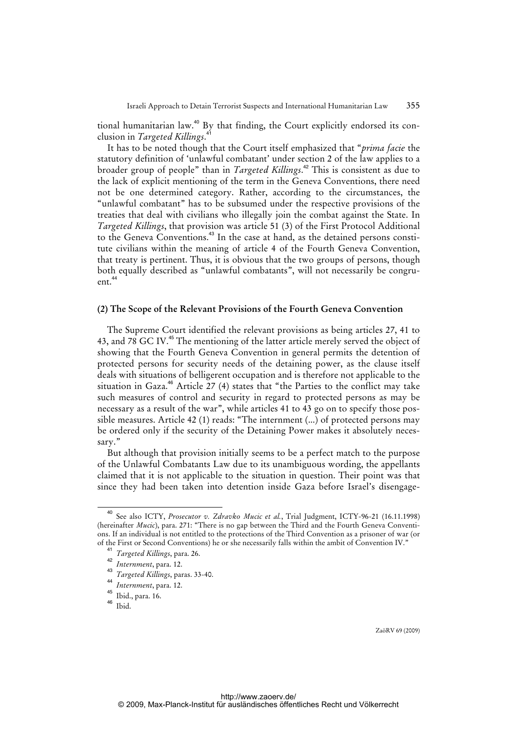tional humanitarian law.[40] By that finding, the Court explicitly endorsed its conclusion in *Targeted Killings*.[41]

It has to be noted though that the Court itself emphasized that "*prima facie* the statutory definition of 'unlawful combatant' under section 2 of the law applies to a broader group of people" than in *Targeted Killings*.[42] This is consistent as due to the lack of explicit mentioning of the term in the Geneva Conventions, there need not be one determined category. Rather, according to the circumstances, the "unlawful combatant" has to be subsumed under the respective provisions of the treaties that deal with civilians who illegally join the combat against the State. In *Targeted Killings*, that provision was article 51 (3) of the First Protocol Additional to the Geneva Conventions.[43] In the case at hand, as the detained persons constitute civilians within the meaning of article 4 of the Fourth Geneva Convention, that treaty is pertinent. Thus, it is obvious that the two groups of persons, though both equally described as "unlawful combatants", will not necessarily be congruent.[44]

### (2) The Scope of the Relevant Provisions of the Fourth Geneva Convention

The Supreme Court identified the relevant provisions as being articles 27, 41 to 43, and 78 GC IV.[45] The mentioning of the latter article merely served the object of showing that the Fourth Geneva Convention in general permits the detention of protected persons for security needs of the detaining power, as the clause itself deals with situations of belligerent occupation and is therefore not applicable to the situation in Gaza.[46] Article 27 (4) states that "the Parties to the conflict may take such measures of control and security in regard to protected persons as may be necessary as a result of the war", while articles 41 to 43 go on to specify those possible measures. Article 42 (1) reads: "The internment (...) of protected persons may be ordered only if the security of the Detaining Power makes it absolutely necessary."

But although that provision initially seems to be a perfect match to the purpose of the Unlawful Combatants Law due to its unambiguous wording, the appellants claimed that it is not applicable to the situation in question. Their point was that since they had been taken into detention inside Gaza before Israel's disengage-

---

[40] See also ICTY, *Prosecutor v. Zdravko Mucic et al.*, Trial Judgment, ICTY-96-21 (16.11.1998) (hereinafter *Mucic*), para. 271: "There is no gap between the Third and the Fourth Geneva Conventions. If an individual is not entitled to the protections of the Third Convention as a prisoner of war (or of the First or Second Conventions) he or she necessarily falls within the ambit of Convention IV."

[41] *Targeted Killings*, para. 26.

[42] *Internment*, para. 12.

[43] *Targeted Killings*, paras. 33-40.

[44] *Internment*, para. 12.

[45] Ibid., para. 16.

[46] Ibid.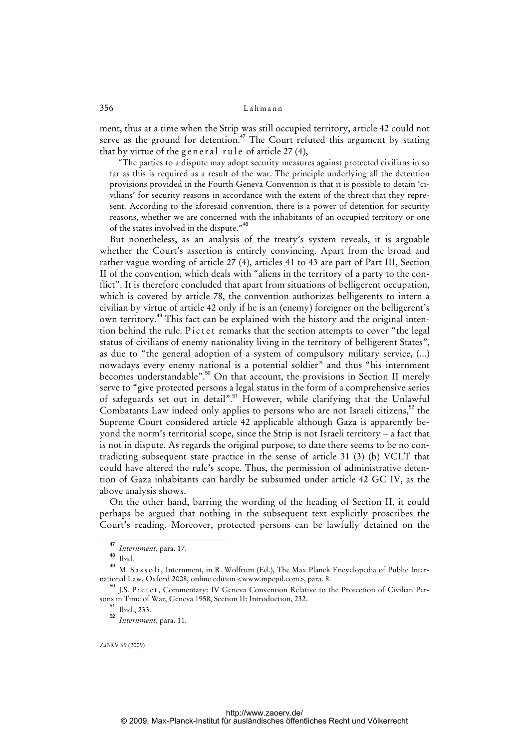ment, thus at a time when the Strip was still occupied territory, article 42 could not serve as the ground for detention.[47] The Court refuted this argument by stating that by virtue of the general rule of article 27 (4),

> "The parties to a dispute may adopt security measures against protected civilians in so far as this is required as a result of the war. The principle underlying all the detention provisions provided in the Fourth Geneva Convention is that it is possible to detain 'civilians' for security reasons in accordance with the extent of the threat that they represent. According to the aforesaid convention, there is a power of detention for security reasons, whether we are concerned with the inhabitants of an occupied territory or one of the states involved in the dispute."[48]

But nonetheless, as an analysis of the treaty's system reveals, it is arguable whether the Court's assertion is entirely convincing. Apart from the broad and rather vague wording of article 27 (4), articles 41 to 43 are part of Part III, Section II of the convention, which deals with "aliens in the territory of a party to the conflict". It is therefore concluded that apart from situations of belligerent occupation, which is covered by article 78, the convention authorizes belligerents to intern a civilian by virtue of article 42 only if he is an (enemy) foreigner on the belligerent's own territory.[49] This fact can be explained with the history and the original intention behind the rule. Pictet remarks that the section attempts to cover "the legal status of civilians of enemy nationality living in the territory of belligerent States", as due to "the general adoption of a system of compulsory military service, (...) nowadays every enemy national is a potential soldier" and thus "his internment becomes understandable".[50] On that account, the provisions in Section II merely serve to "give protected persons a legal status in the form of a comprehensive series of safeguards set out in detail".[51] However, while clarifying that the Unlawful Combatants Law indeed only applies to persons who are not Israeli citizens,[52] the Supreme Court considered article 42 applicable although Gaza is apparently beyond the norm's territorial scope, since the Strip is not Israeli territory – a fact that is not in dispute. As regards the original purpose, to date there seems to be no contradicting subsequent state practice in the sense of article 31 (3) (b) VCLT that could have altered the rule's scope. Thus, the permission of administrative detention of Gaza inhabitants can hardly be subsumed under article 42 GC IV, as the above analysis shows.

On the other hand, barring the wording of the heading of Section II, it could perhaps be argued that nothing in the subsequent text explicitly proscribes the Court's reading. Moreover, protected persons can be lawfully detained on the

---

[47] *Internment*, para. 17.

[48] Ibid.

[49] M. Sassoli, Internment, in R. Wolfrum (Ed.), The Max Planck Encyclopedia of Public International Law, Oxford 2008, online edition <www.mpepil.com>, para. 8.

[50] J.S. Pictet, Commentary: IV Geneva Convention Relative to the Protection of Civilian Persons in Time of War, Geneva 1958, Section II: Introduction, 232.

[51] Ibid., 233.

[52] *Internment*, para. 11.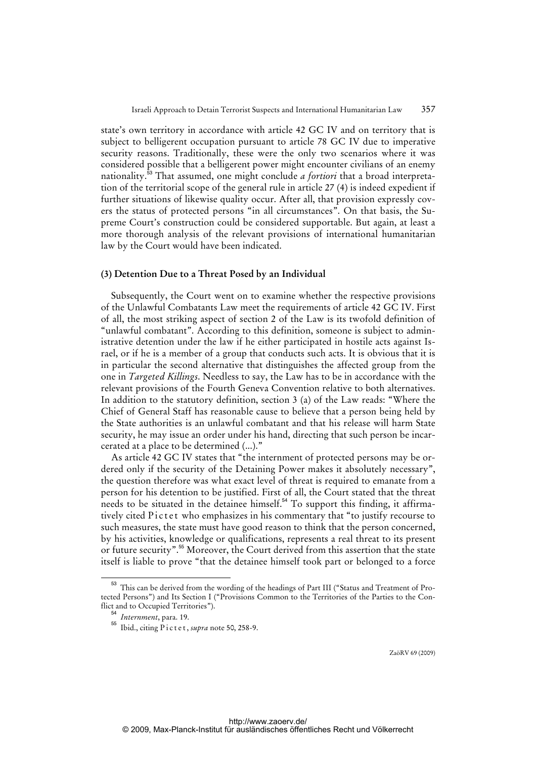state's own territory in accordance with article 42 GC IV and on territory that is subject to belligerent occupation pursuant to article 78 GC IV due to imperative security reasons. Traditionally, these were the only two scenarios where it was considered possible that a belligerent power might encounter civilians of an enemy nationality.[53] That assumed, one might conclude *a fortiori* that a broad interpretation of the territorial scope of the general rule in article 27 (4) is indeed expedient if further situations of likewise quality occur. After all, that provision expressly covers the status of protected persons "in all circumstances". On that basis, the Supreme Court's construction could be considered supportable. But again, at least a more thorough analysis of the relevant provisions of international humanitarian law by the Court would have been indicated.

### (3) Detention Due to a Threat Posed by an Individual

Subsequently, the Court went on to examine whether the respective provisions of the Unlawful Combatants Law meet the requirements of article 42 GC IV. First of all, the most striking aspect of section 2 of the Law is its twofold definition of "unlawful combatant". According to this definition, someone is subject to administrative detention under the law if he either participated in hostile acts against Israel, or if he is a member of a group that conducts such acts. It is obvious that it is in particular the second alternative that distinguishes the affected group from the one in *Targeted Killings*. Needless to say, the Law has to be in accordance with the relevant provisions of the Fourth Geneva Convention relative to both alternatives. In addition to the statutory definition, section 3 (a) of the Law reads: "Where the Chief of General Staff has reasonable cause to believe that a person being held by the State authorities is an unlawful combatant and that his release will harm State security, he may issue an order under his hand, directing that such person be incarcerated at a place to be determined (...)."

As article 42 GC IV states that "the internment of protected persons may be ordered only if the security of the Detaining Power makes it absolutely necessary", the question therefore was what exact level of threat is required to emanate from a person for his detention to be justified. First of all, the Court stated that the threat needs to be situated in the detainee himself.[54] To support this finding, it affirmatively cited Pictet who emphasizes in his commentary that "to justify recourse to such measures, the state must have good reason to think that the person concerned, by his activities, knowledge or qualifications, represents a real threat to its present or future security".[55] Moreover, the Court derived from this assertion that the state itself is liable to prove "that the detainee himself took part or belonged to a force

---

[53] This can be derived from the wording of the headings of Part III ("Status and Treatment of Protected Persons") and Its Section I ("Provisions Common to the Territories of the Parties to the Conflict and to Occupied Territories").

[54] *Internment*, para. 19.

[55] Ibid., citing Pictet, *supra* note 50, 258-9.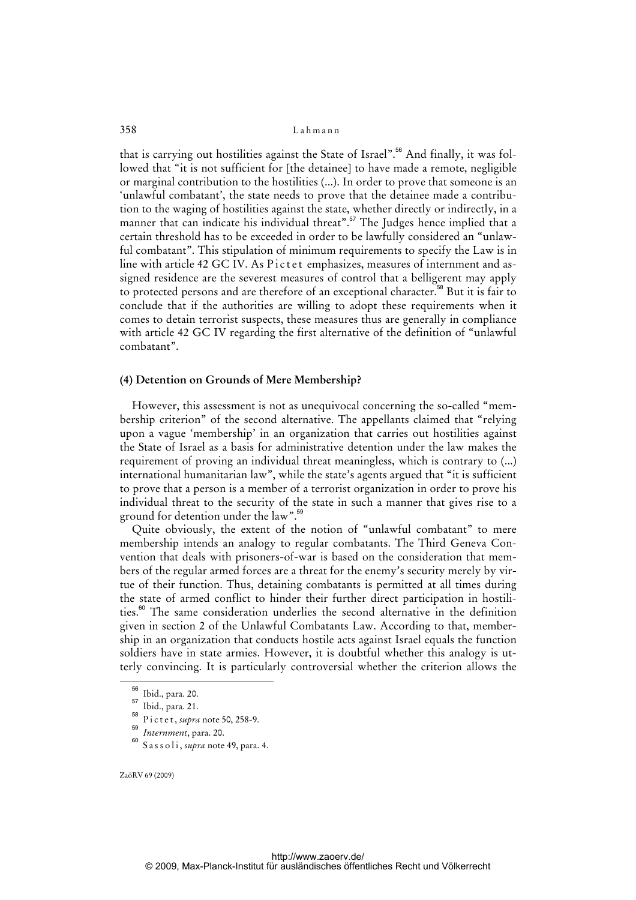that is carrying out hostilities against the State of Israel".[56] And finally, it was followed that "it is not sufficient for [the detainee] to have made a remote, negligible or marginal contribution to the hostilities (...). In order to prove that someone is an 'unlawful combatant', the state needs to prove that the detainee made a contribution to the waging of hostilities against the state, whether directly or indirectly, in a manner that can indicate his individual threat".[57] The Judges hence implied that a certain threshold has to be exceeded in order to be lawfully considered an "unlawful combatant". This stipulation of minimum requirements to specify the Law is in line with article 42 GC IV. As Pictet emphasizes, measures of internment and assigned residence are the severest measures of control that a belligerent may apply to protected persons and are therefore of an exceptional character.[58] But it is fair to conclude that if the authorities are willing to adopt these requirements when it comes to detain terrorist suspects, these measures thus are generally in compliance with article 42 GC IV regarding the first alternative of the definition of "unlawful combatant".

#### (4) Detention on Grounds of Mere Membership?

However, this assessment is not as unequivocal concerning the so-called "membership criterion" of the second alternative. The appellants claimed that "relying upon a vague 'membership' in an organization that carries out hostilities against the State of Israel as a basis for administrative detention under the law makes the requirement of proving an individual threat meaningless, which is contrary to (...) international humanitarian law", while the state's agents argued that "it is sufficient to prove that a person is a member of a terrorist organization in order to prove his individual threat to the security of the state in such a manner that gives rise to a ground for detention under the law".[59]

Quite obviously, the extent of the notion of "unlawful combatant" to mere membership intends an analogy to regular combatants. The Third Geneva Convention that deals with prisoners-of-war is based on the consideration that members of the regular armed forces are a threat for the enemy's security merely by virtue of their function. Thus, detaining combatants is permitted at all times during the state of armed conflict to hinder their further direct participation in hostilities.[60] The same consideration underlies the second alternative in the definition given in section 2 of the Unlawful Combatants Law. According to that, membership in an organization that conducts hostile acts against Israel equals the function soldiers have in state armies. However, it is doubtful whether this analogy is utterly convincing. It is particularly controversial whether the criterion allows the

---

[56] Ibid., para. 20.

[57] Ibid., para. 21.

[58] Pictet, *supra* note 50, 258-9.

[59] *Internment*, para. 20.

[60] Sassoli, *supra* note 49, para. 4.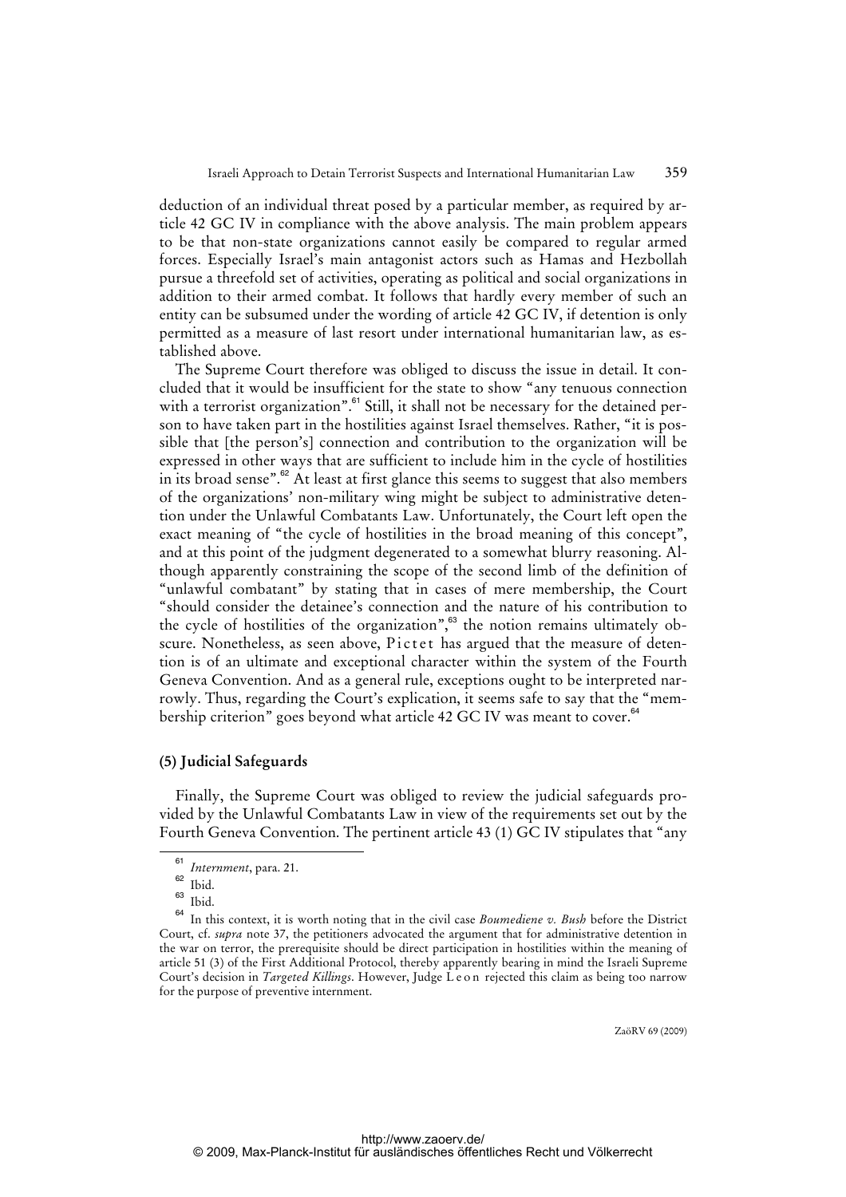deduction of an individual threat posed by a particular member, as required by article 42 GC IV in compliance with the above analysis. The main problem appears to be that non-state organizations cannot easily be compared to regular armed forces. Especially Israel's main antagonist actors such as Hamas and Hezbollah pursue a threefold set of activities, operating as political and social organizations in addition to their armed combat. It follows that hardly every member of such an entity can be subsumed under the wording of article 42 GC IV, if detention is only permitted as a measure of last resort under international humanitarian law, as established above.

The Supreme Court therefore was obliged to discuss the issue in detail. It concluded that it would be insufficient for the state to show "any tenuous connection with a terrorist organization".[61] Still, it shall not be necessary for the detained person to have taken part in the hostilities against Israel themselves. Rather, "it is possible that [the person's] connection and contribution to the organization will be expressed in other ways that are sufficient to include him in the cycle of hostilities in its broad sense".[62] At least at first glance this seems to suggest that also members of the organizations' non-military wing might be subject to administrative detention under the Unlawful Combatants Law. Unfortunately, the Court left open the exact meaning of "the cycle of hostilities in the broad meaning of this concept", and at this point of the judgment degenerated to a somewhat blurry reasoning. Although apparently constraining the scope of the second limb of the definition of "unlawful combatant" by stating that in cases of mere membership, the Court "should consider the detainee's connection and the nature of his contribution to the cycle of hostilities of the organization",[63] the notion remains ultimately obscure. Nonetheless, as seen above, Pictet has argued that the measure of detention is of an ultimate and exceptional character within the system of the Fourth Geneva Convention. And as a general rule, exceptions ought to be interpreted narrowly. Thus, regarding the Court's explication, it seems safe to say that the "membership criterion" goes beyond what article 42 GC IV was meant to cover.[64]

### (5) Judicial Safeguards

Finally, the Supreme Court was obliged to review the judicial safeguards provided by the Unlawful Combatants Law in view of the requirements set out by the Fourth Geneva Convention. The pertinent article 43 (1) GC IV stipulates that "any

---

[61] *Internment*, para. 21.

[62] Ibid.

[63] Ibid.

[64] In this context, it is worth noting that in the civil case *Boumediene v. Bush* before the District Court, cf. *supra* note 37, the petitioners advocated the argument that for administrative detention in the war on terror, the prerequisite should be direct participation in hostilities within the meaning of article 51 (3) of the First Additional Protocol, thereby apparently bearing in mind the Israeli Supreme Court's decision in *Targeted Killings*. However, Judge Leon rejected this claim as being too narrow for the purpose of preventive internment.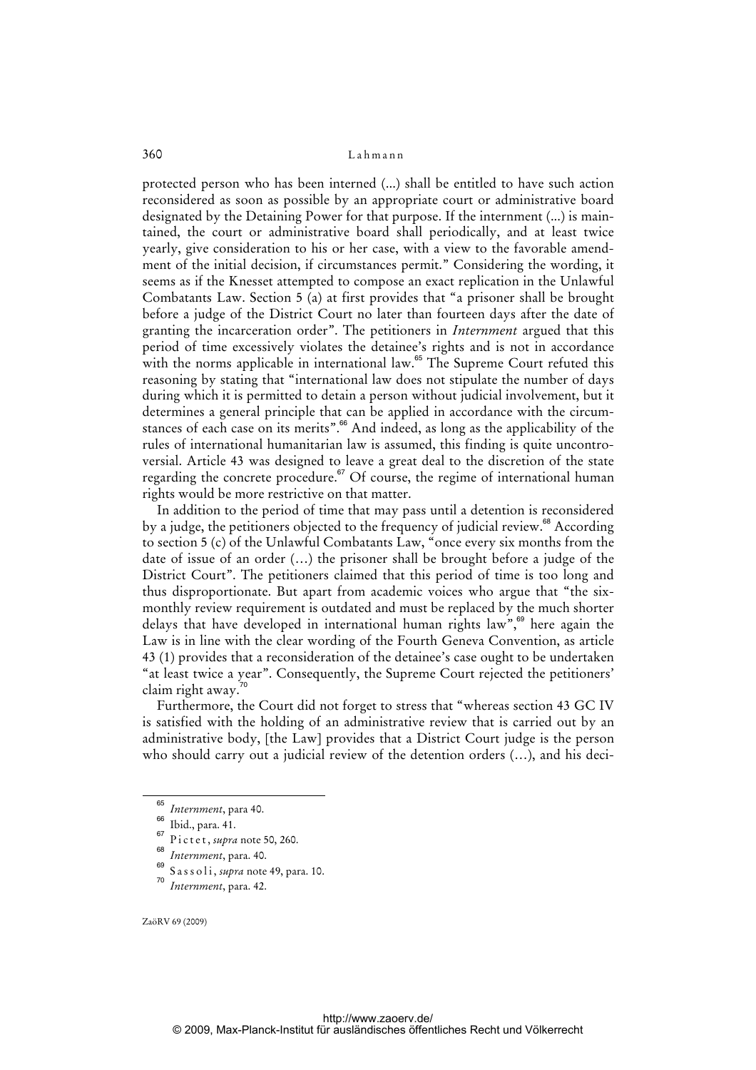protected person who has been interned (...) shall be entitled to have such action reconsidered as soon as possible by an appropriate court or administrative board designated by the Detaining Power for that purpose. If the internment (...) is maintained, the court or administrative board shall periodically, and at least twice yearly, give consideration to his or her case, with a view to the favorable amendment of the initial decision, if circumstances permit." Considering the wording, it seems as if the Knesset attempted to compose an exact replication in the Unlawful Combatants Law. Section 5 (a) at first provides that "a prisoner shall be brought before a judge of the District Court no later than fourteen days after the date of granting the incarceration order". The petitioners in *Internment* argued that this period of time excessively violates the detainee's rights and is not in accordance with the norms applicable in international law.[65] The Supreme Court refuted this reasoning by stating that "international law does not stipulate the number of days during which it is permitted to detain a person without judicial involvement, but it determines a general principle that can be applied in accordance with the circumstances of each case on its merits".[66] And indeed, as long as the applicability of the rules of international humanitarian law is assumed, this finding is quite uncontroversial. Article 43 was designed to leave a great deal to the discretion of the state regarding the concrete procedure.[67] Of course, the regime of international human rights would be more restrictive on that matter.

In addition to the period of time that may pass until a detention is reconsidered by a judge, the petitioners objected to the frequency of judicial review.[68] According to section 5 (c) of the Unlawful Combatants Law, "once every six months from the date of issue of an order (…) the prisoner shall be brought before a judge of the District Court". The petitioners claimed that this period of time is too long and thus disproportionate. But apart from academic voices who argue that "the six-monthly review requirement is outdated and must be replaced by the much shorter delays that have developed in international human rights law",[69] here again the Law is in line with the clear wording of the Fourth Geneva Convention, as article 43 (1) provides that a reconsideration of the detainee's case ought to be undertaken "at least twice a year". Consequently, the Supreme Court rejected the petitioners' claim right away.[70]

Furthermore, the Court did not forget to stress that "whereas section 43 GC IV is satisfied with the holding of an administrative review that is carried out by an administrative body, [the Law] provides that a District Court judge is the person who should carry out a judicial review of the detention orders (…), and his deci-

---

[65] *Internment*, para 40.

[66] Ibid., para. 41.

[67] Pictet, *supra* note 50, 260.

[68] *Internment*, para. 40.

[69] Sassoli, *supra* note 49, para. 10.

[70] *Internment*, para. 42.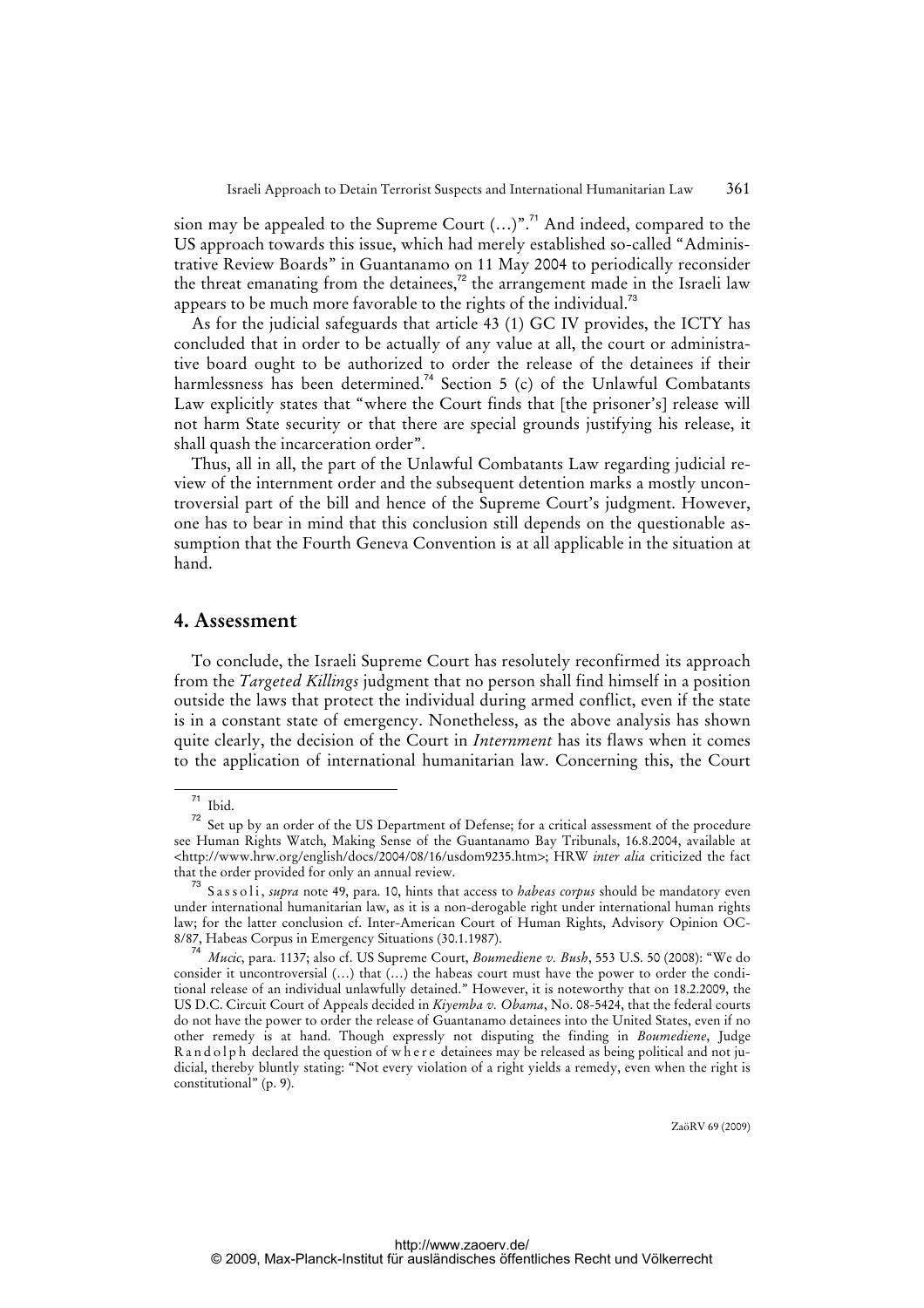sion may be appealed to the Supreme Court (…)".[71] And indeed, compared to the US approach towards this issue, which had merely established so-called "Administrative Review Boards" in Guantanamo on 11 May 2004 to periodically reconsider the threat emanating from the detainees,[72] the arrangement made in the Israeli law appears to be much more favorable to the rights of the individual.[73]

As for the judicial safeguards that article 43 (1) GC IV provides, the ICTY has concluded that in order to be actually of any value at all, the court or administrative board ought to be authorized to order the release of the detainees if their harmlessness has been determined.[74] Section 5 (c) of the Unlawful Combatants Law explicitly states that "where the Court finds that [the prisoner's] release will not harm State security or that there are special grounds justifying his release, it shall quash the incarceration order".

Thus, all in all, the part of the Unlawful Combatants Law regarding judicial review of the internment order and the subsequent detention marks a mostly uncontroversial part of the bill and hence of the Supreme Court's judgment. However, one has to bear in mind that this conclusion still depends on the questionable assumption that the Fourth Geneva Convention is at all applicable in the situation at hand.

## 4. Assessment

To conclude, the Israeli Supreme Court has resolutely reconfirmed its approach from the *Targeted Killings* judgment that no person shall find himself in a position outside the laws that protect the individual during armed conflict, even if the state is in a constant state of emergency. Nonetheless, as the above analysis has shown quite clearly, the decision of the Court in *Internment* has its flaws when it comes to the application of international humanitarian law. Concerning this, the Court

---

[71] Ibid.

[72] Set up by an order of the US Department of Defense; for a critical assessment of the procedure see Human Rights Watch, Making Sense of the Guantanamo Bay Tribunals, 16.8.2004, available at <http://www.hrw.org/english/docs/2004/08/16/usdom9235.htm>; HRW *inter alia* criticized the fact that the order provided for only an annual review.

[73] Sassoli, *supra* note 49, para. 10, hints that access to *habeas corpus* should be mandatory even under international humanitarian law, as it is a non-derogable right under international human rights law; for the latter conclusion cf. Inter-American Court of Human Rights, Advisory Opinion OC-8/87, Habeas Corpus in Emergency Situations (30.1.1987).

[74] *Mucic*, para. 1137; also cf. US Supreme Court, *Boumediene v. Bush*, 553 U.S. 50 (2008): "We do consider it uncontroversial (…) that (…) the habeas court must have the power to order the conditional release of an individual unlawfully detained." However, it is noteworthy that on 18.2.2009, the US D.C. Circuit Court of Appeals decided in *Kiyemba v. Obama*, No. 08-5424, that the federal courts do not have the power to order the release of Guantanamo detainees into the United States, even if no other remedy is at hand. Though expressly not disputing the finding in *Boumediene*, Judge Randolph declared the question of where detainees may be released as being political and not judicial, thereby bluntly stating: "Not every violation of a right yields a remedy, even when the right is constitutional" (p. 9).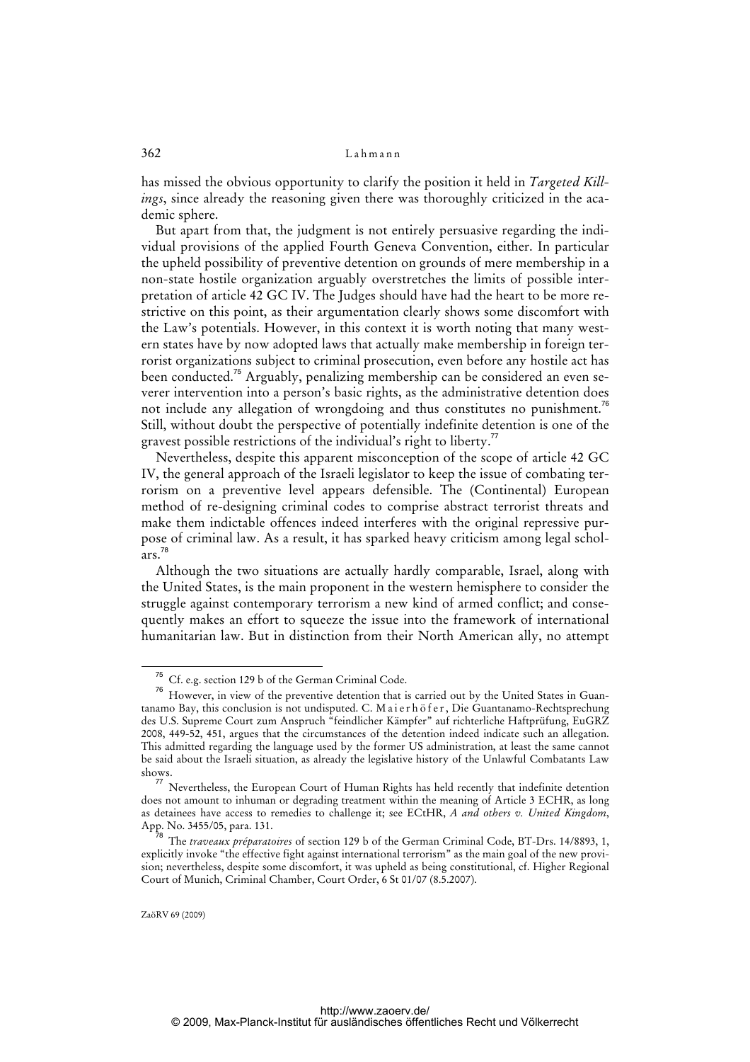has missed the obvious opportunity to clarify the position it held in *Targeted Killings*, since already the reasoning given there was thoroughly criticized in the academic sphere.

But apart from that, the judgment is not entirely persuasive regarding the individual provisions of the applied Fourth Geneva Convention, either. In particular the upheld possibility of preventive detention on grounds of mere membership in a non-state hostile organization arguably overstretches the limits of possible interpretation of article 42 GC IV. The Judges should have had the heart to be more restrictive on this point, as their argumentation clearly shows some discomfort with the Law's potentials. However, in this context it is worth noting that many western states have by now adopted laws that actually make membership in foreign terrorist organizations subject to criminal prosecution, even before any hostile act has been conducted.[75] Arguably, penalizing membership can be considered an even severer intervention into a person's basic rights, as the administrative detention does not include any allegation of wrongdoing and thus constitutes no punishment.[76] Still, without doubt the perspective of potentially indefinite detention is one of the gravest possible restrictions of the individual's right to liberty.[77]

Nevertheless, despite this apparent misconception of the scope of article 42 GC IV, the general approach of the Israeli legislator to keep the issue of combating terrorism on a preventive level appears defensible. The (Continental) European method of re-designing criminal codes to comprise abstract terrorist threats and make them indictable offences indeed interferes with the original repressive purpose of criminal law. As a result, it has sparked heavy criticism among legal scholars.[78]

Although the two situations are actually hardly comparable, Israel, along with the United States, is the main proponent in the western hemisphere to consider the struggle against contemporary terrorism a new kind of armed conflict; and consequently makes an effort to squeeze the issue into the framework of international humanitarian law. But in distinction from their North American ally, no attempt

---

[75] Cf. e.g. section 129 b of the German Criminal Code.

[76] However, in view of the preventive detention that is carried out by the United States in Guantanamo Bay, this conclusion is not undisputed. C. Maierhöfer, Die Guantanamo-Rechtsprechung des U.S. Supreme Court zum Anspruch "feindlicher Kämpfer" auf richterliche Haftprüfung, EuGRZ 2008, 449-52, 451, argues that the circumstances of the detention indeed indicate such an allegation. This admitted regarding the language used by the former US administration, at least the same cannot be said about the Israeli situation, as already the legislative history of the Unlawful Combatants Law shows.

[77] Nevertheless, the European Court of Human Rights has held recently that indefinite detention does not amount to inhuman or degrading treatment within the meaning of Article 3 ECHR, as long as detainees have access to remedies to challenge it; see ECtHR, *A and others v. United Kingdom*, App. No. 3455/05, para. 131.

[78] The *traveaux préparatoires* of section 129 b of the German Criminal Code, BT-Drs. 14/8893, 1, explicitly invoke "the effective fight against international terrorism" as the main goal of the new provision; nevertheless, despite some discomfort, it was upheld as being constitutional, cf. Higher Regional Court of Munich, Criminal Chamber, Court Order, 6 St 01/07 (8.5.2007).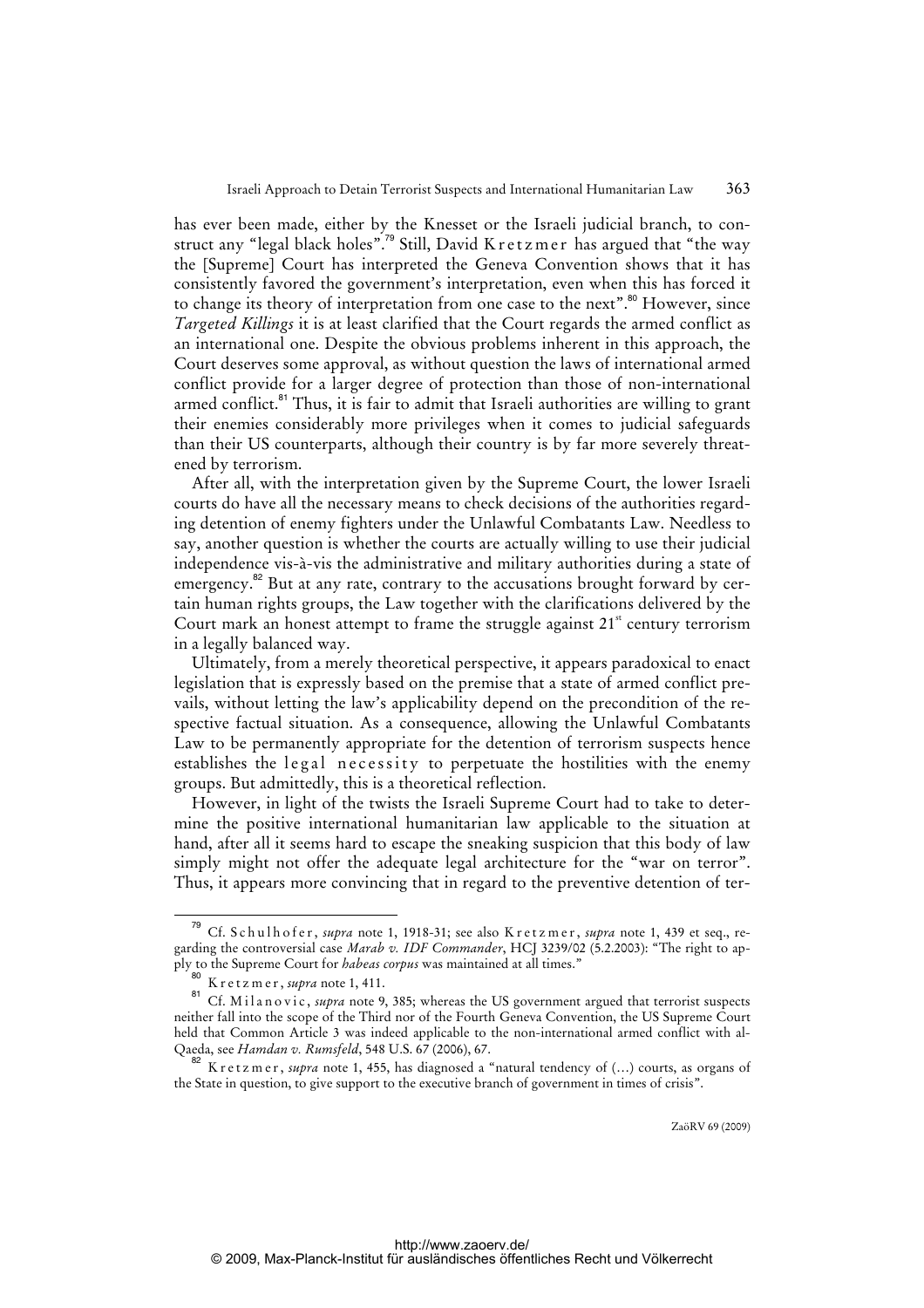has ever been made, either by the Knesset or the Israeli judicial branch, to construct any "legal black holes".[79] Still, David Kretzmer has argued that "the way the [Supreme] Court has interpreted the Geneva Convention shows that it has consistently favored the government's interpretation, even when this has forced it to change its theory of interpretation from one case to the next".[80] However, since *Targeted Killings* it is at least clarified that the Court regards the armed conflict as an international one. Despite the obvious problems inherent in this approach, the Court deserves some approval, as without question the laws of international armed conflict provide for a larger degree of protection than those of non-international armed conflict.[81] Thus, it is fair to admit that Israeli authorities are willing to grant their enemies considerably more privileges when it comes to judicial safeguards than their US counterparts, although their country is by far more severely threatened by terrorism.

After all, with the interpretation given by the Supreme Court, the lower Israeli courts do have all the necessary means to check decisions of the authorities regarding detention of enemy fighters under the Unlawful Combatants Law. Needless to say, another question is whether the courts are actually willing to use their judicial independence vis-à-vis the administrative and military authorities during a state of emergency.[82] But at any rate, contrary to the accusations brought forward by certain human rights groups, the Law together with the clarifications delivered by the Court mark an honest attempt to frame the struggle against 21st century terrorism in a legally balanced way.

Ultimately, from a merely theoretical perspective, it appears paradoxical to enact legislation that is expressly based on the premise that a state of armed conflict prevails, without letting the law's applicability depend on the precondition of the respective factual situation. As a consequence, allowing the Unlawful Combatants Law to be permanently appropriate for the detention of terrorism suspects hence establishes the legal necessity to perpetuate the hostilities with the enemy groups. But admittedly, this is a theoretical reflection.

However, in light of the twists the Israeli Supreme Court had to take to determine the positive international humanitarian law applicable to the situation at hand, after all it seems hard to escape the sneaking suspicion that this body of law simply might not offer the adequate legal architecture for the "war on terror". Thus, it appears more convincing that in regard to the preventive detention of ter-

---

[79] Cf. Schulhofer, *supra* note 1, 1918-31; see also Kretzmer, *supra* note 1, 439 et seq., regarding the controversial case *Marab v. IDF Commander*, HCJ 3239/02 (5.2.2003): "The right to apply to the Supreme Court for *habeas corpus* was maintained at all times."

[80] Kretzmer, *supra* note 1, 411.

[81] Cf. Milanovic, *supra* note 9, 385; whereas the US government argued that terrorist suspects neither fall into the scope of the Third nor of the Fourth Geneva Convention, the US Supreme Court held that Common Article 3 was indeed applicable to the non-international armed conflict with al-Qaeda, see *Hamdan v. Rumsfeld*, 548 U.S. 67 (2006), 67.

[82] Kretzmer, *supra* note 1, 455, has diagnosed a "natural tendency of (...) courts, as organs of the State in question, to give support to the executive branch of government in times of crisis".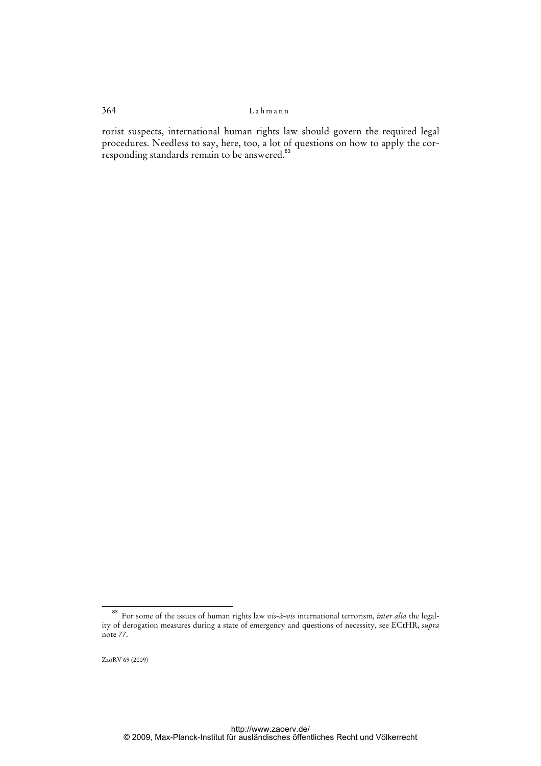rorist suspects, international human rights law should govern the required legal procedures. Needless to say, here, too, a lot of questions on how to apply the corresponding standards remain to be answered.[83]

---

[83] For some of the issues of human rights law *vis-à-vis* international terrorism, *inter alia* the legality of derogation measures during a state of emergency and questions of necessity, see ECtHR, *supra* note 77.